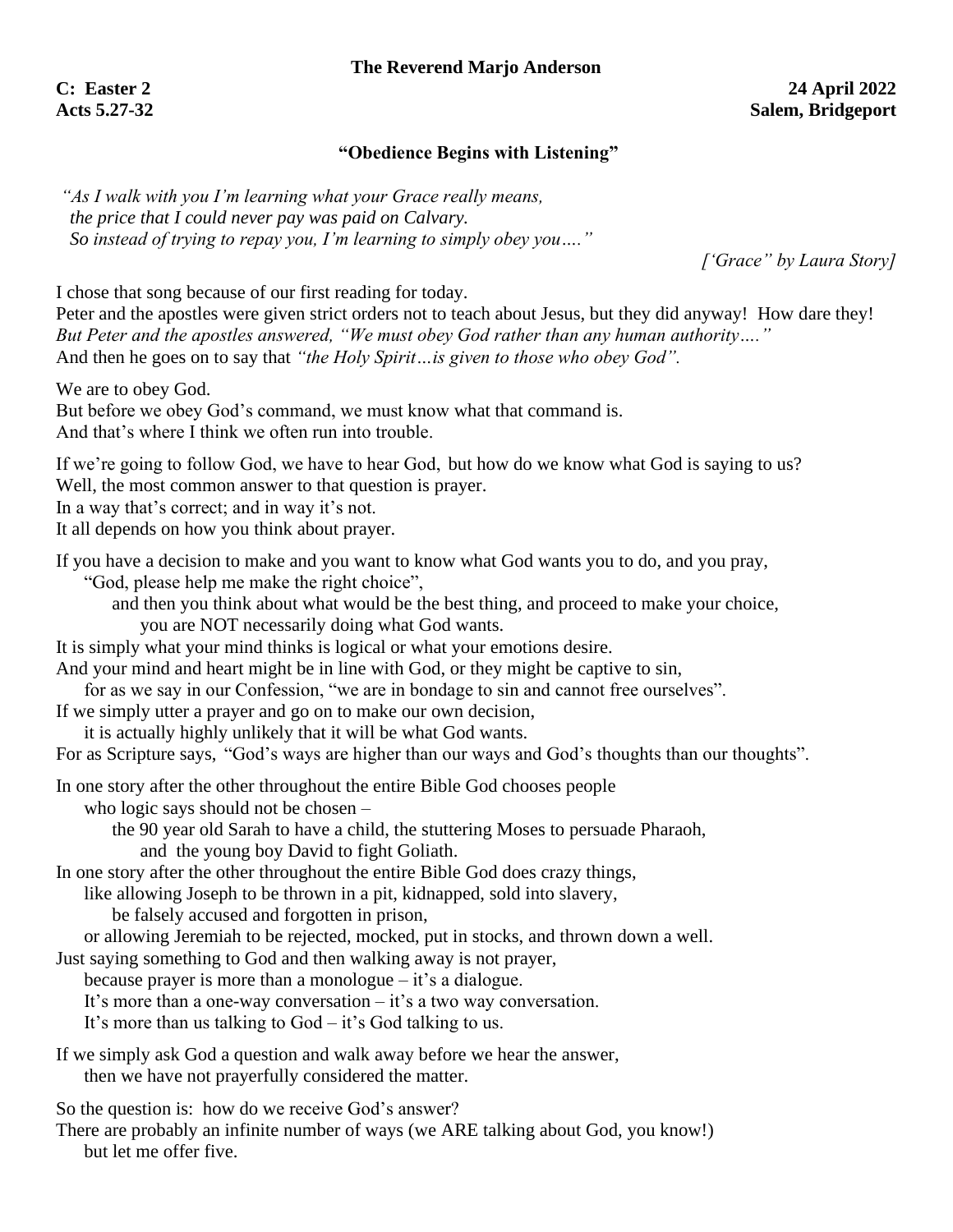**The Reverend Marjo Anderson**

**C: Easter 2** **24 April 2022**
**Acts 5.27-32** **Salem, Bridgeport**

## "Obedience Begins with Listening"

*"As I walk with you I'm learning what your Grace really means,*
*the price that I could never pay was paid on Calvary.*
*So instead of trying to repay you, I'm learning to simply obey you…."*

*['Grace" by Laura Story]*

I chose that song because of our first reading for today.
Peter and the apostles were given strict orders not to teach about Jesus, but they did anyway! How dare they!
*But Peter and the apostles answered, "We must obey God rather than any human authority…."*
And then he goes on to say that *"the Holy Spirit…is given to those who obey God".*

We are to obey God.
But before we obey God's command, we must know what that command is.
And that's where I think we often run into trouble.

If we're going to follow God, we have to hear God, but how do we know what God is saying to us?
Well, the most common answer to that question is prayer.
In a way that's correct; and in way it's not.
It all depends on how you think about prayer.

If you have a decision to make and you want to know what God wants you to do, and you pray,
"God, please help me make the right choice",
and then you think about what would be the best thing, and proceed to make your choice,
you are NOT necessarily doing what God wants.
It is simply what your mind thinks is logical or what your emotions desire.
And your mind and heart might be in line with God, or they might be captive to sin,
for as we say in our Confession, "we are in bondage to sin and cannot free ourselves".
If we simply utter a prayer and go on to make our own decision,
it is actually highly unlikely that it will be what God wants.
For as Scripture says, "God's ways are higher than our ways and God's thoughts than our thoughts".

In one story after the other throughout the entire Bible God chooses people
who logic says should not be chosen –
the 90 year old Sarah to have a child, the stuttering Moses to persuade Pharaoh,
and the young boy David to fight Goliath.
In one story after the other throughout the entire Bible God does crazy things,
like allowing Joseph to be thrown in a pit, kidnapped, sold into slavery,
be falsely accused and forgotten in prison,
or allowing Jeremiah to be rejected, mocked, put in stocks, and thrown down a well.
Just saying something to God and then walking away is not prayer,
because prayer is more than a monologue – it's a dialogue.
It's more than a one-way conversation – it's a two way conversation.
It's more than us talking to God – it's God talking to us.

If we simply ask God a question and walk away before we hear the answer,
then we have not prayerfully considered the matter.

So the question is: how do we receive God's answer?
There are probably an infinite number of ways (we ARE talking about God, you know!)
but let me offer five.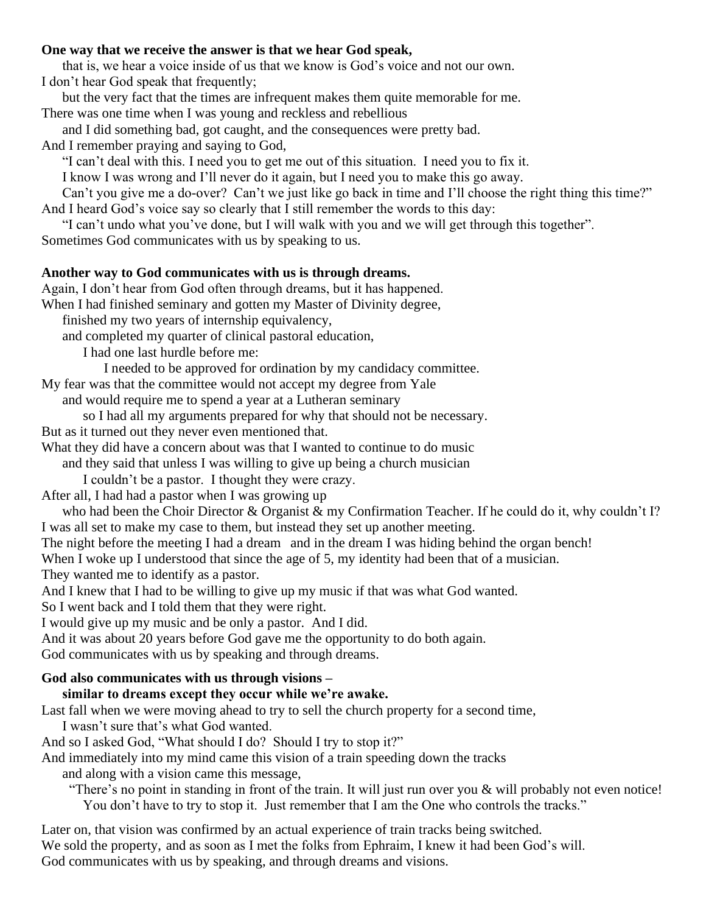**One way that we receive the answer is that we hear God speak,**
that is, we hear a voice inside of us that we know is God's voice and not our own.
I don't hear God speak that frequently;
but the very fact that the times are infrequent makes them quite memorable for me.
There was one time when I was young and reckless and rebellious
and I did something bad, got caught, and the consequences were pretty bad.
And I remember praying and saying to God,
"I can't deal with this. I need you to get me out of this situation. I need you to fix it.
I know I was wrong and I'll never do it again, but I need you to make this go away.
Can't you give me a do-over? Can't we just like go back in time and I'll choose the right thing this time?"
And I heard God's voice say so clearly that I still remember the words to this day:
"I can't undo what you've done, but I will walk with you and we will get through this together".
Sometimes God communicates with us by speaking to us.

**Another way to God communicates with us is through dreams.**
Again, I don't hear from God often through dreams, but it has happened.
When I had finished seminary and gotten my Master of Divinity degree,
finished my two years of internship equivalency,
and completed my quarter of clinical pastoral education,
I had one last hurdle before me:
I needed to be approved for ordination by my candidacy committee.
My fear was that the committee would not accept my degree from Yale
and would require me to spend a year at a Lutheran seminary
so I had all my arguments prepared for why that should not be necessary.
But as it turned out they never even mentioned that.
What they did have a concern about was that I wanted to continue to do music
and they said that unless I was willing to give up being a church musician
I couldn't be a pastor. I thought they were crazy.
After all, I had had a pastor when I was growing up
who had been the Choir Director & Organist & my Confirmation Teacher. If he could do it, why couldn't I?
I was all set to make my case to them, but instead they set up another meeting.
The night before the meeting I had a dream and in the dream I was hiding behind the organ bench!
When I woke up I understood that since the age of 5, my identity had been that of a musician.
They wanted me to identify as a pastor.
And I knew that I had to be willing to give up my music if that was what God wanted.
So I went back and I told them that they were right.
I would give up my music and be only a pastor. And I did.
And it was about 20 years before God gave me the opportunity to do both again.
God communicates with us by speaking and through dreams.

**God also communicates with us through visions –**
**similar to dreams except they occur while we're awake.**
Last fall when we were moving ahead to try to sell the church property for a second time,
I wasn't sure that's what God wanted.
And so I asked God, "What should I do? Should I try to stop it?"
And immediately into my mind came this vision of a train speeding down the tracks
and along with a vision came this message,
"There's no point in standing in front of the train. It will just run over you & will probably not even notice!
You don't have to try to stop it. Just remember that I am the One who controls the tracks."

Later on, that vision was confirmed by an actual experience of train tracks being switched.
We sold the property, and as soon as I met the folks from Ephraim, I knew it had been God's will.
God communicates with us by speaking, and through dreams and visions.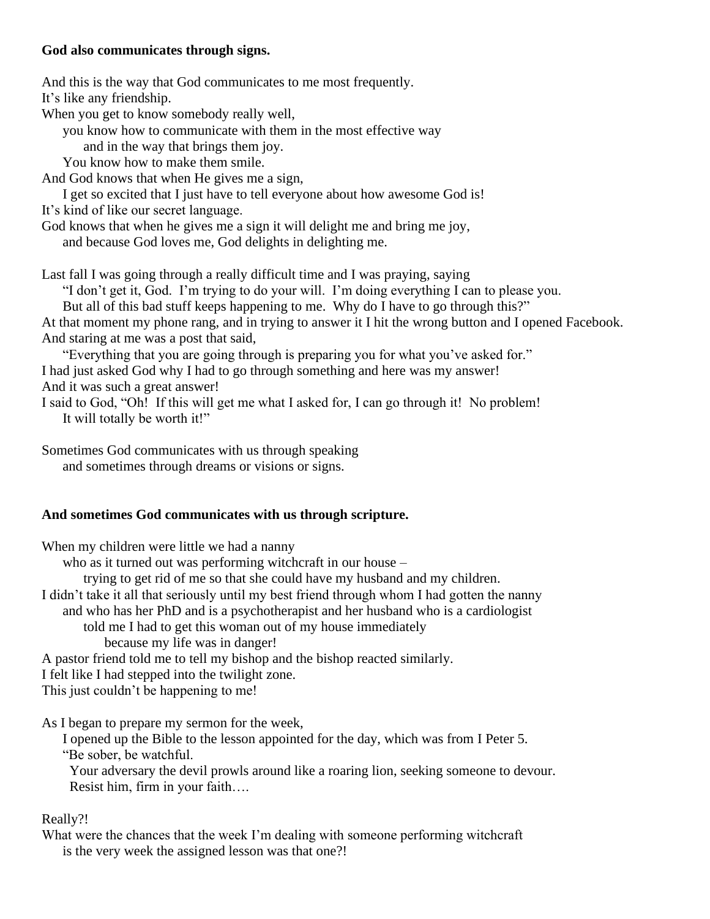**God also communicates through signs.**

And this is the way that God communicates to me most frequently.
It's like any friendship.
When you get to know somebody really well,
you know how to communicate with them in the most effective way
and in the way that brings them joy.
You know how to make them smile.
And God knows that when He gives me a sign,
I get so excited that I just have to tell everyone about how awesome God is!
It's kind of like our secret language.
God knows that when he gives me a sign it will delight me and bring me joy,
and because God loves me, God delights in delighting me.

Last fall I was going through a really difficult time and I was praying, saying
"I don't get it, God. I'm trying to do your will. I'm doing everything I can to please you.
But all of this bad stuff keeps happening to me. Why do I have to go through this?"
At that moment my phone rang, and in trying to answer it I hit the wrong button and I opened Facebook.
And staring at me was a post that said,
"Everything that you are going through is preparing you for what you've asked for."
I had just asked God why I had to go through something and here was my answer!
And it was such a great answer!
I said to God, "Oh! If this will get me what I asked for, I can go through it! No problem!
It will totally be worth it!"

Sometimes God communicates with us through speaking
and sometimes through dreams or visions or signs.

**And sometimes God communicates with us through scripture.**

When my children were little we had a nanny
who as it turned out was performing witchcraft in our house –
trying to get rid of me so that she could have my husband and my children.
I didn't take it all that seriously until my best friend through whom I had gotten the nanny
and who has her PhD and is a psychotherapist and her husband who is a cardiologist
told me I had to get this woman out of my house immediately
because my life was in danger!
A pastor friend told me to tell my bishop and the bishop reacted similarly.
I felt like I had stepped into the twilight zone.
This just couldn't be happening to me!

As I began to prepare my sermon for the week,
I opened up the Bible to the lesson appointed for the day, which was from I Peter 5.
"Be sober, be watchful.
Your adversary the devil prowls around like a roaring lion, seeking someone to devour.
Resist him, firm in your faith….

Really?!
What were the chances that the week I'm dealing with someone performing witchcraft
is the very week the assigned lesson was that one?!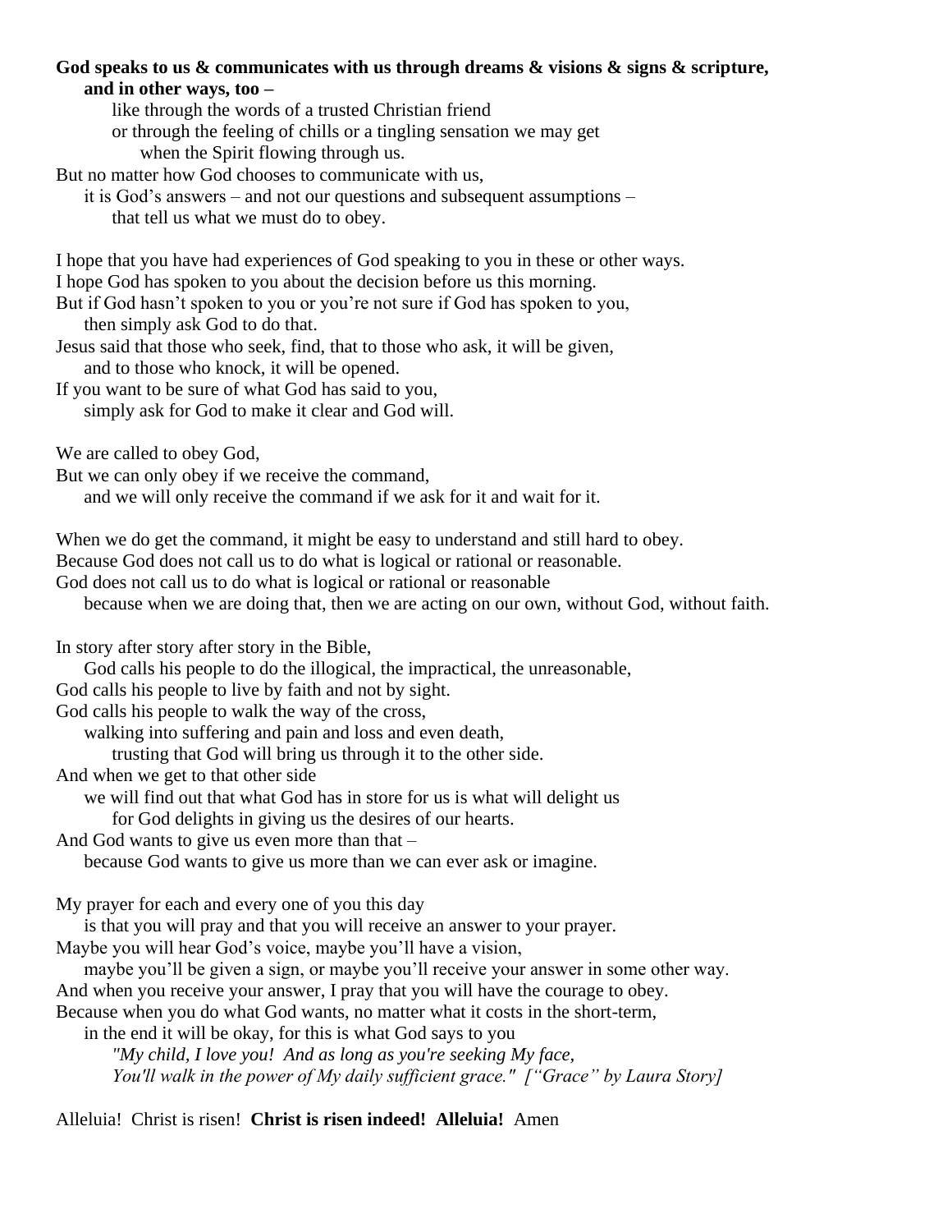**God speaks to us & communicates with us through dreams & visions & signs & scripture, and in other ways, too –**

like through the words of a trusted Christian friend
or through the feeling of chills or a tingling sensation we may get
when the Spirit flowing through us.

But no matter how God chooses to communicate with us,
it is God's answers – and not our questions and subsequent assumptions –
that tell us what we must do to obey.

I hope that you have had experiences of God speaking to you in these or other ways.
I hope God has spoken to you about the decision before us this morning.
But if God hasn't spoken to you or you're not sure if God has spoken to you,
then simply ask God to do that.
Jesus said that those who seek, find, that to those who ask, it will be given,
and to those who knock, it will be opened.
If you want to be sure of what God has said to you,
simply ask for God to make it clear and God will.

We are called to obey God,
But we can only obey if we receive the command,
and we will only receive the command if we ask for it and wait for it.

When we do get the command, it might be easy to understand and still hard to obey.
Because God does not call us to do what is logical or rational or reasonable.
God does not call us to do what is logical or rational or reasonable
because when we are doing that, then we are acting on our own, without God, without faith.

In story after story after story in the Bible,
God calls his people to do the illogical, the impractical, the unreasonable,
God calls his people to live by faith and not by sight.
God calls his people to walk the way of the cross,
walking into suffering and pain and loss and even death,
trusting that God will bring us through it to the other side.
And when we get to that other side
we will find out that what God has in store for us is what will delight us
for God delights in giving us the desires of our hearts.
And God wants to give us even more than that –
because God wants to give us more than we can ever ask or imagine.

My prayer for each and every one of you this day
is that you will pray and that you will receive an answer to your prayer.
Maybe you will hear God's voice, maybe you'll have a vision,
maybe you'll be given a sign, or maybe you'll receive your answer in some other way.
And when you receive your answer, I pray that you will have the courage to obey.
Because when you do what God wants, no matter what it costs in the short-term,
in the end it will be okay, for this is what God says to you
*"My child, I love you! And as long as you're seeking My face,*
*You'll walk in the power of My daily sufficient grace." ["Grace" by Laura Story]*

Alleluia! Christ is risen! **Christ is risen indeed! Alleluia!** Amen